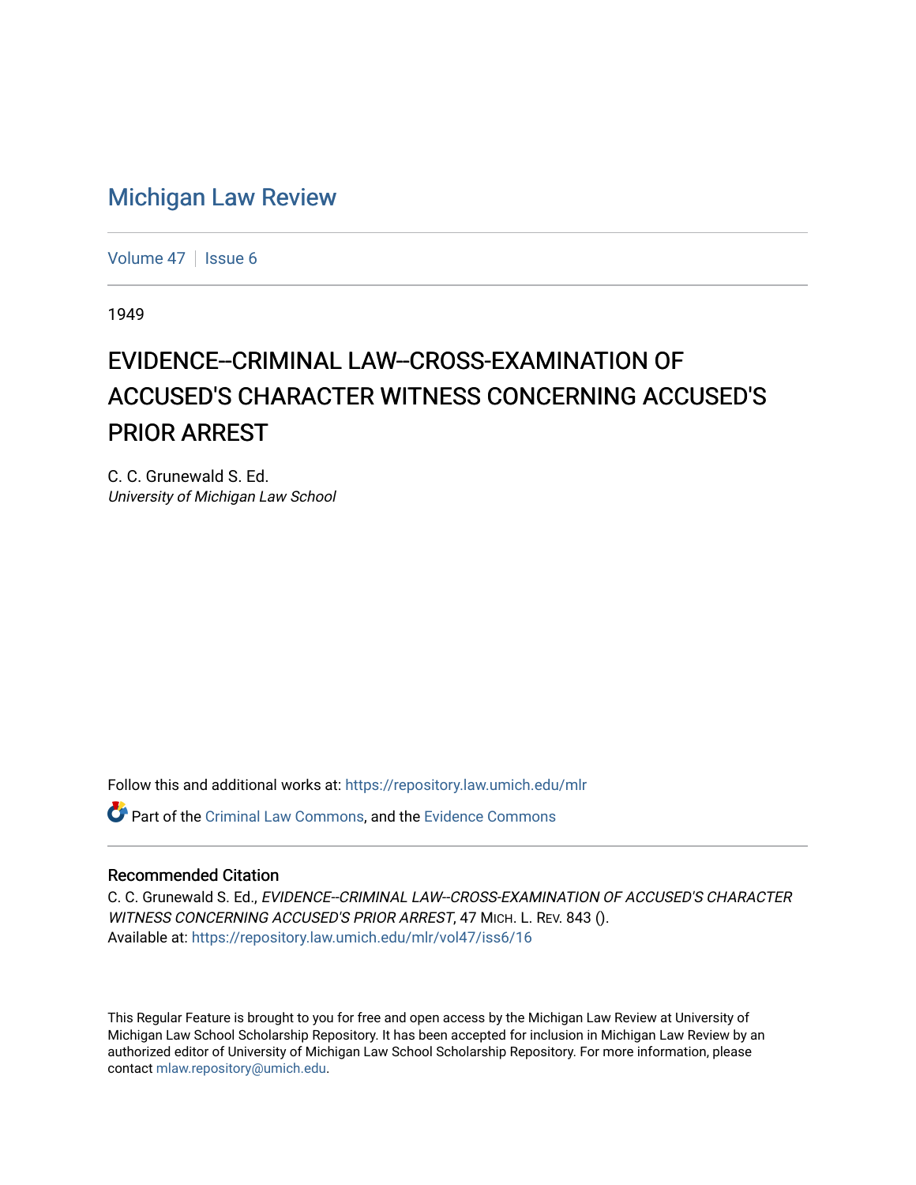# Michigan Law Review

Volume 47 | Issue 6

1949

## EVIDENCE--CRIMINAL LAW--CROSS-EXAMINATION OF ACCUSED'S CHARACTER WITNESS CONCERNING ACCUSED'S PRIOR ARREST

C. C. Grunewald S. Ed.
*University of Michigan Law School*

Follow this and additional works at: https://repository.law.umich.edu/mlr

Part of the Criminal Law Commons, and the Evidence Commons

### Recommended Citation

C. C. Grunewald S. Ed., *EVIDENCE--CRIMINAL LAW--CROSS-EXAMINATION OF ACCUSED'S CHARACTER WITNESS CONCERNING ACCUSED'S PRIOR ARREST*, 47 MICH. L. REV. 843 ().
Available at: https://repository.law.umich.edu/mlr/vol47/iss6/16

This Regular Feature is brought to you for free and open access by the Michigan Law Review at University of Michigan Law School Scholarship Repository. It has been accepted for inclusion in Michigan Law Review by an authorized editor of University of Michigan Law School Scholarship Repository. For more information, please contact mlaw.repository@umich.edu.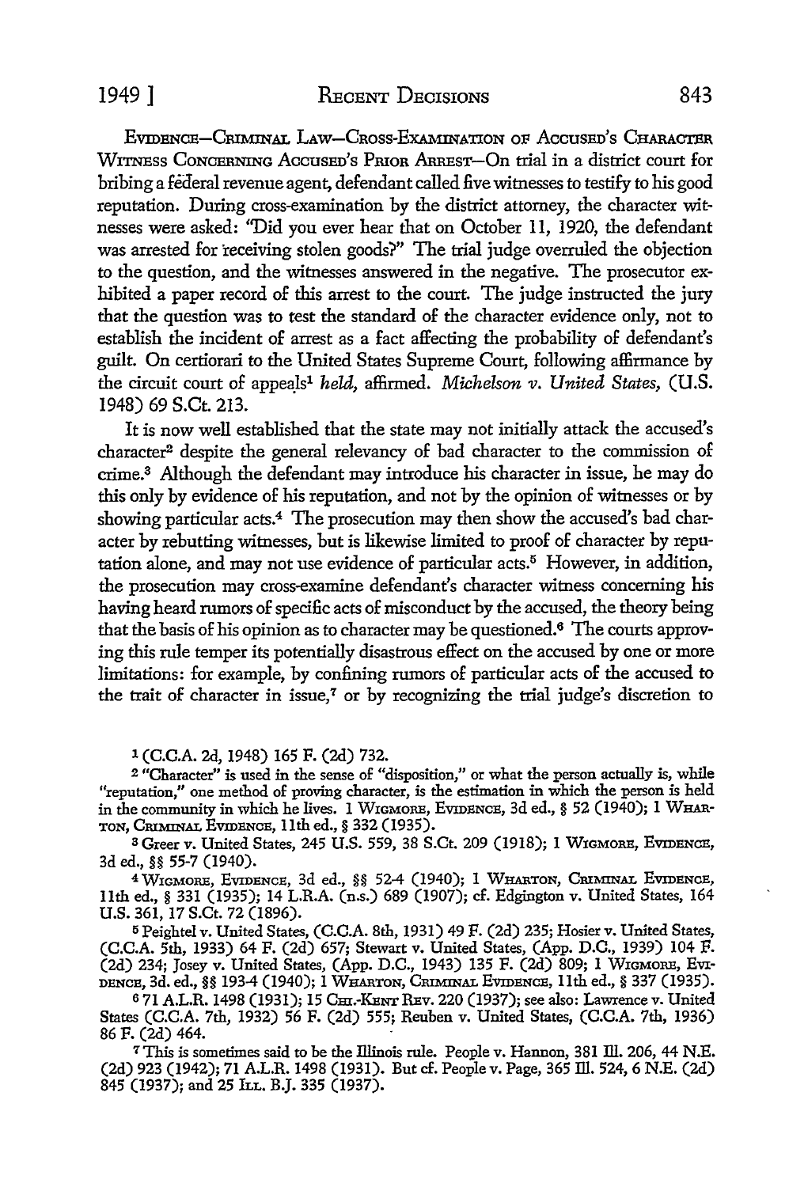EVIDENCE—CRIMINAL LAW—CROSS-EXAMINATION OF ACCUSED'S CHARACTER WITNESS CONCERNING ACCUSED'S PRIOR ARREST—On trial in a district court for bribing a federal revenue agent, defendant called five witnesses to testify to his good reputation. During cross-examination by the district attorney, the character witnesses were asked: "Did you ever hear that on October 11, 1920, the defendant was arrested for receiving stolen goods?" The trial judge overruled the objection to the question, and the witnesses answered in the negative. The prosecutor exhibited a paper record of this arrest to the court. The judge instructed the jury that the question was to test the standard of the character evidence only, not to establish the incident of arrest as a fact affecting the probability of defendant's guilt. On certiorari to the United States Supreme Court, following affirmance by the circuit court of appeals[1] *held*, affirmed. *Michelson v. United States*, (U.S. 1948) 69 S.Ct. 213.

It is now well established that the state may not initially attack the accused's character[2] despite the general relevancy of bad character to the commission of crime.[3] Although the defendant may introduce his character in issue, he may do this only by evidence of his reputation, and not by the opinion of witnesses or by showing particular acts.[4] The prosecution may then show the accused's bad character by rebutting witnesses, but is likewise limited to proof of character by reputation alone, and may not use evidence of particular acts.[5] However, in addition, the prosecution may cross-examine defendant's character witness concerning his having heard rumors of specific acts of misconduct by the accused, the theory being that the basis of his opinion as to character may be questioned.[6] The courts approving this rule temper its potentially disastrous effect on the accused by one or more limitations: for example, by confining rumors of particular acts of the accused to the trait of character in issue,[7] or by recognizing the trial judge's discretion to

---

[1] (C.C.A. 2d, 1948) 165 F. (2d) 732.

[2] "Character" is used in the sense of "disposition," or what the person actually is, while "reputation," one method of proving character, is the estimation in which the person is held in the community in which he lives. 1 WIGMORE, EVIDENCE, 3d ed., § 52 (1940); 1 WHARTON, CRIMINAL EVIDENCE, 11th ed., § 332 (1935).

[3] Greer v. United States, 245 U.S. 559, 38 S.Ct. 209 (1918); 1 WIGMORE, EVIDENCE, 3d ed., §§ 55-7 (1940).

[4] WIGMORE, EVIDENCE, 3d ed., §§ 52-4 (1940); 1 WHARTON, CRIMINAL EVIDENCE, 11th ed., § 331 (1935); 14 L.R.A. (n.s.) 689 (1907); cf. Edgington v. United States, 164 U.S. 361, 17 S.Ct. 72 (1896).

[5] Peightel v. United States, (C.C.A. 8th, 1931) 49 F. (2d) 235; Hosier v. United States, (C.C.A. 5th, 1933) 64 F. (2d) 657; Stewart v. United States, (App. D.C., 1939) 104 F. (2d) 234; Josey v. United States, (App. D.C., 1943) 135 F. (2d) 809; 1 WIGMORE, EVIDENCE, 3d. ed., §§ 193-4 (1940); 1 WHARTON, CRIMINAL EVIDENCE, 11th ed., § 337 (1935).

[6] 71 A.L.R. 1498 (1931); 15 CHI.-KENT REV. 220 (1937); see also: Lawrence v. United States (C.C.A. 7th, 1932) 56 F. (2d) 555; Reuben v. United States, (C.C.A. 7th, 1936) 86 F. (2d) 464.

[7] This is sometimes said to be the Illinois rule. People v. Hannon, 381 Ill. 206, 44 N.E. (2d) 923 (1942); 71 A.L.R. 1498 (1931). But cf. People v. Page, 365 Ill. 524, 6 N.E. (2d) 845 (1937); and 25 ILL. B.J. 335 (1937).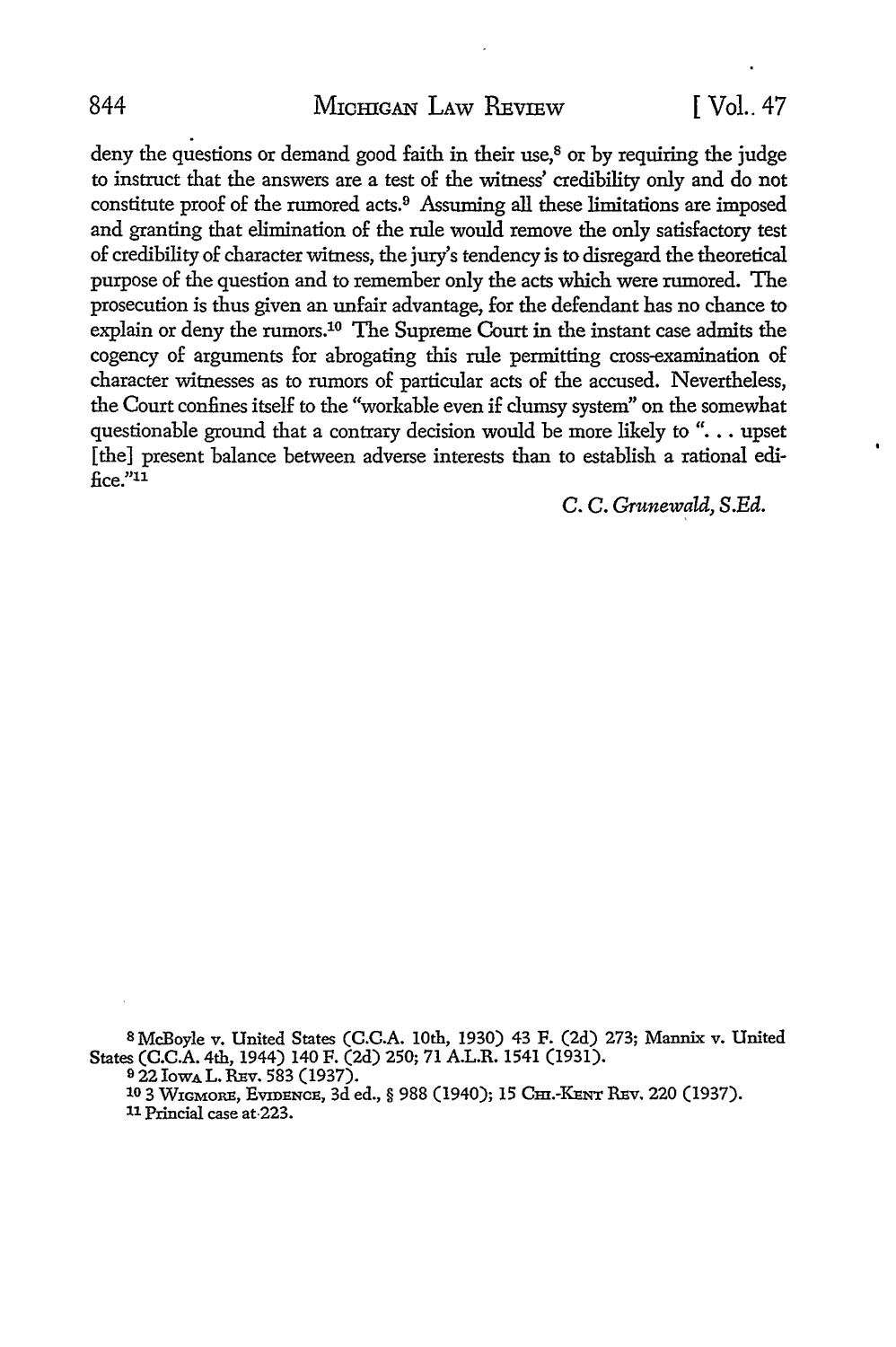deny the questions or demand good faith in their use,[8] or by requiring the judge to instruct that the answers are a test of the witness' credibility only and do not constitute proof of the rumored acts.[9] Assuming all these limitations are imposed and granting that elimination of the rule would remove the only satisfactory test of credibility of character witness, the jury's tendency is to disregard the theoretical purpose of the question and to remember only the acts which were rumored. The prosecution is thus given an unfair advantage, for the defendant has no chance to explain or deny the rumors.[10] The Supreme Court in the instant case admits the cogency of arguments for abrogating this rule permitting cross-examination of character witnesses as to rumors of particular acts of the accused. Nevertheless, the Court confines itself to the "workable even if clumsy system" on the somewhat questionable ground that a contrary decision would be more likely to ". . . upset [the] present balance between adverse interests than to establish a rational edifice."[11]

*C. C. Grunewald, S.Ed.*

---

[8] McBoyle v. United States (C.C.A. 10th, 1930) 43 F. (2d) 273; Mannix v. United States (C.C.A. 4th, 1944) 140 F. (2d) 250; 71 A.L.R. 1541 (1931).

[9] 22 Iowa L. Rev. 583 (1937).

[10] 3 Wigmore, Evidence, 3d ed., § 988 (1940); 15 Chi.-Kent Rev. 220 (1937).

[11] Princial case at 223.